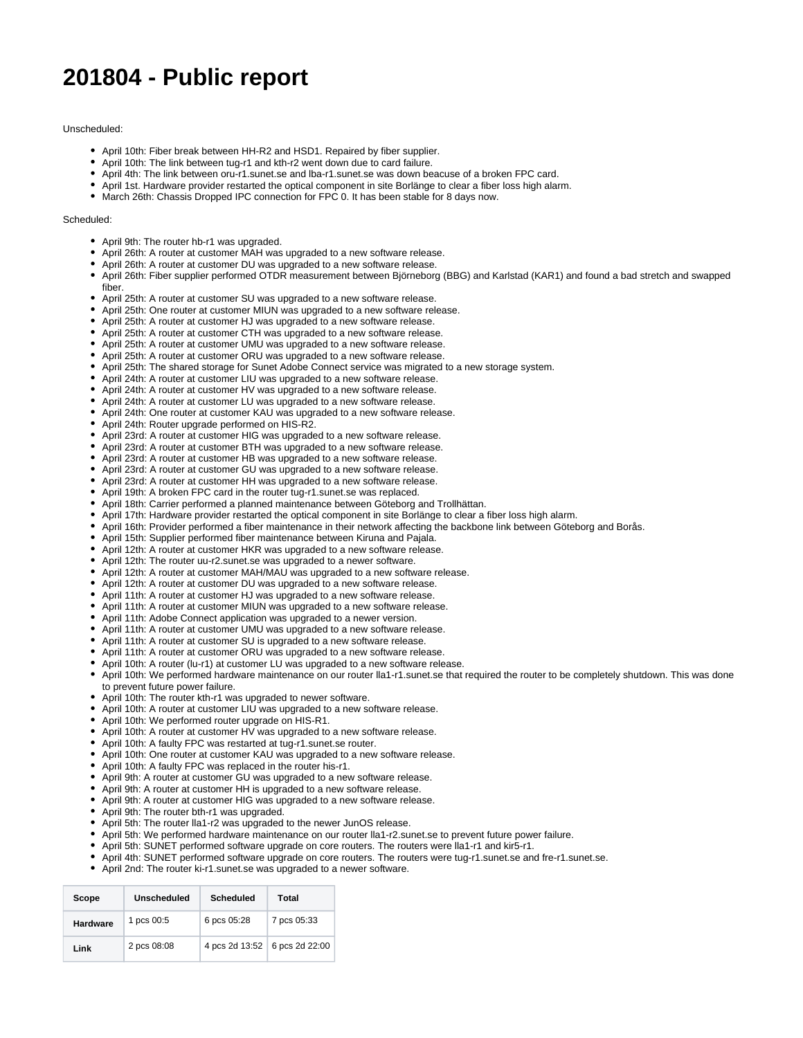# 201804 - Public report

Unscheduled:

- April 10th: Fiber break between HH-R2 and HSD1. Repaired by fiber supplier.
- April 10th: The link between tug-r1 and kth-r2 went down due to card failure.
- April 4th: The link between oru-r1.sunet.se and lba-r1.sunet.se was down beacuse of a broken FPC card.
- April 1st. Hardware provider restarted the optical component in site Borlänge to clear a fiber loss high alarm.
- March 26th: Chassis Dropped IPC connection for FPC 0. It has been stable for 8 days now.

Scheduled:

- April 9th: The router hb-r1 was upgraded.
- April 26th: A router at customer MAH was upgraded to a new software release.
- April 26th: A router at customer DU was upgraded to a new software release.
- April 26th: Fiber supplier performed OTDR measurement between Björneborg (BBG) and Karlstad (KAR1) and found a bad stretch and swapped fiber.
- April 25th: A router at customer SU was upgraded to a new software release.
- April 25th: One router at customer MIUN was upgraded to a new software release.
- April 25th: A router at customer HJ was upgraded to a new software release.
- April 25th: A router at customer CTH was upgraded to a new software release.
- April 25th: A router at customer UMU was upgraded to a new software release.
- April 25th: A router at customer ORU was upgraded to a new software release.
- April 25th: The shared storage for Sunet Adobe Connect service was migrated to a new storage system.
- April 24th: A router at customer LIU was upgraded to a new software release.
- April 24th: A router at customer HV was upgraded to a new software release.
- April 24th: A router at customer LU was upgraded to a new software release.
- April 24th: One router at customer KAU was upgraded to a new software release.
- April 24th: Router upgrade performed on HIS-R2.
- April 23rd: A router at customer HIG was upgraded to a new software release.
- April 23rd: A router at customer BTH was upgraded to a new software release.
- April 23rd: A router at customer HB was upgraded to a new software release.
- April 23rd: A router at customer GU was upgraded to a new software release.
- April 23rd: A router at customer HH was upgraded to a new software release.
- April 19th: A broken FPC card in the router tug-r1.sunet.se was replaced.
- April 18th: Carrier performed a planned maintenance between Göteborg and Trollhättan.
- April 17th: Hardware provider restarted the optical component in site Borlänge to clear a fiber loss high alarm.
- April 16th: Provider performed a fiber maintenance in their network affecting the backbone link between Göteborg and Borås.
- April 15th: Supplier performed fiber maintenance between Kiruna and Pajala.
- April 12th: A router at customer HKR was upgraded to a new software release.
- April 12th: The router uu-r2.sunet.se was upgraded to a newer software.
- April 12th: A router at customer MAH/MAU was upgraded to a new software release.
- April 12th: A router at customer DU was upgraded to a new software release.
- April 11th: A router at customer HJ was upgraded to a new software release.
- April 11th: A router at customer MIUN was upgraded to a new software release.
- April 11th: Adobe Connect application was upgraded to a newer version.
- April 11th: A router at customer UMU was upgraded to a new software release.
- April 11th: A router at customer SU is upgraded to a new software release.
- April 11th: A router at customer ORU was upgraded to a new software release.
- April 10th: A router (lu-r1) at customer LU was upgraded to a new software release.
- April 10th: We performed hardware maintenance on our router lla1-r1.sunet.se that required the router to be completely shutdown. This was done to prevent future power failure.
- April 10th: The router kth-r1 was upgraded to newer software.
- April 10th: A router at customer LIU was upgraded to a new software release.
- April 10th: We performed router upgrade on HIS-R1.
- April 10th: A router at customer HV was upgraded to a new software release.
- April 10th: A faulty FPC was restarted at tug-r1.sunet.se router.
- April 10th: One router at customer KAU was upgraded to a new software release.
- April 10th: A faulty FPC was replaced in the router his-r1.
- April 9th: A router at customer GU was upgraded to a new software release.
- April 9th: A router at customer HH is upgraded to a new software release.
- April 9th: A router at customer HIG was upgraded to a new software release.
- April 9th: The router bth-r1 was upgraded.
- April 5th: The router lla1-r2 was upgraded to the newer JunOS release.
- April 5th: We performed hardware maintenance on our router lla1-r2.sunet.se to prevent future power failure.
- April 5th: SUNET performed software upgrade on core routers. The routers were lla1-r1 and kir5-r1.
- April 4th: SUNET performed software upgrade on core routers. The routers were tug-r1.sunet.se and fre-r1.sunet.se.
- April 2nd: The router ki-r1.sunet.se was upgraded to a newer software.

| Scope | Unscheduled | Scheduled | Total |
|---|---|---|---|
| Hardware | 1 pcs 00:5 | 6 pcs 05:28 | 7 pcs 05:33 |
| Link | 2 pcs 08:08 | 4 pcs 2d 13:52 | 6 pcs 2d 22:00 |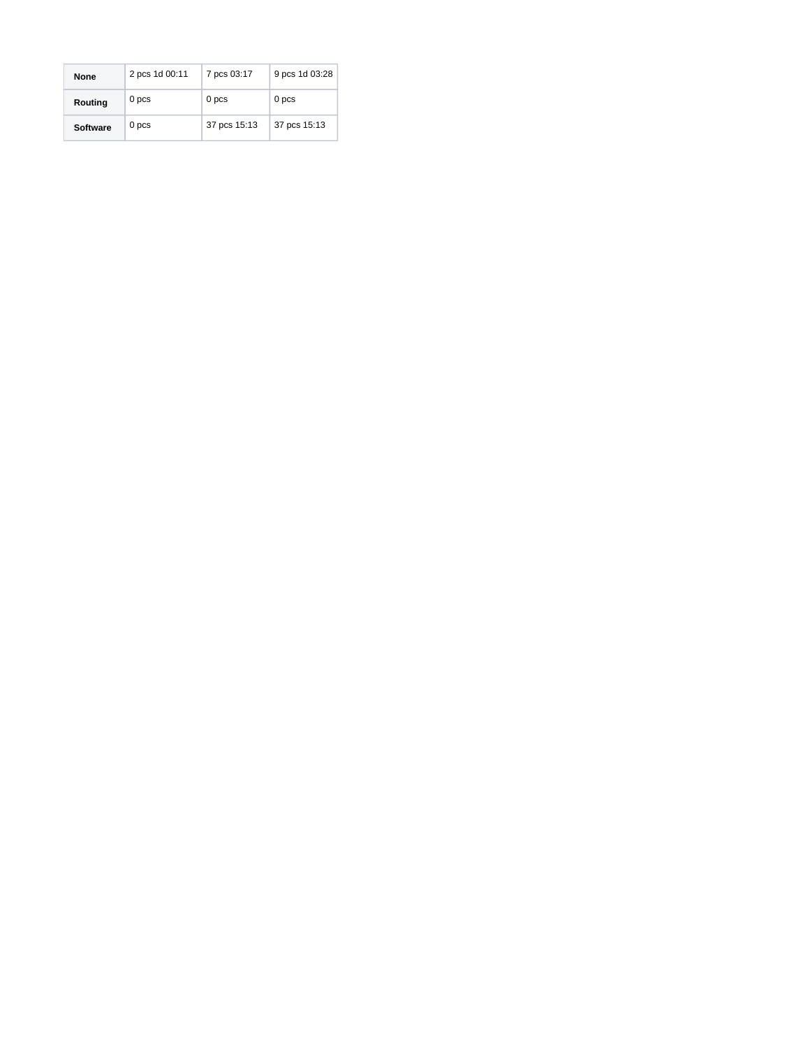| | | | |
|---|---|---|---|
| **None** | 2 pcs 1d 00:11 | 7 pcs 03:17 | 9 pcs 1d 03:28 |
| **Routing** | 0 pcs | 0 pcs | 0 pcs |
| **Software** | 0 pcs | 37 pcs 15:13 | 37 pcs 15:13 |